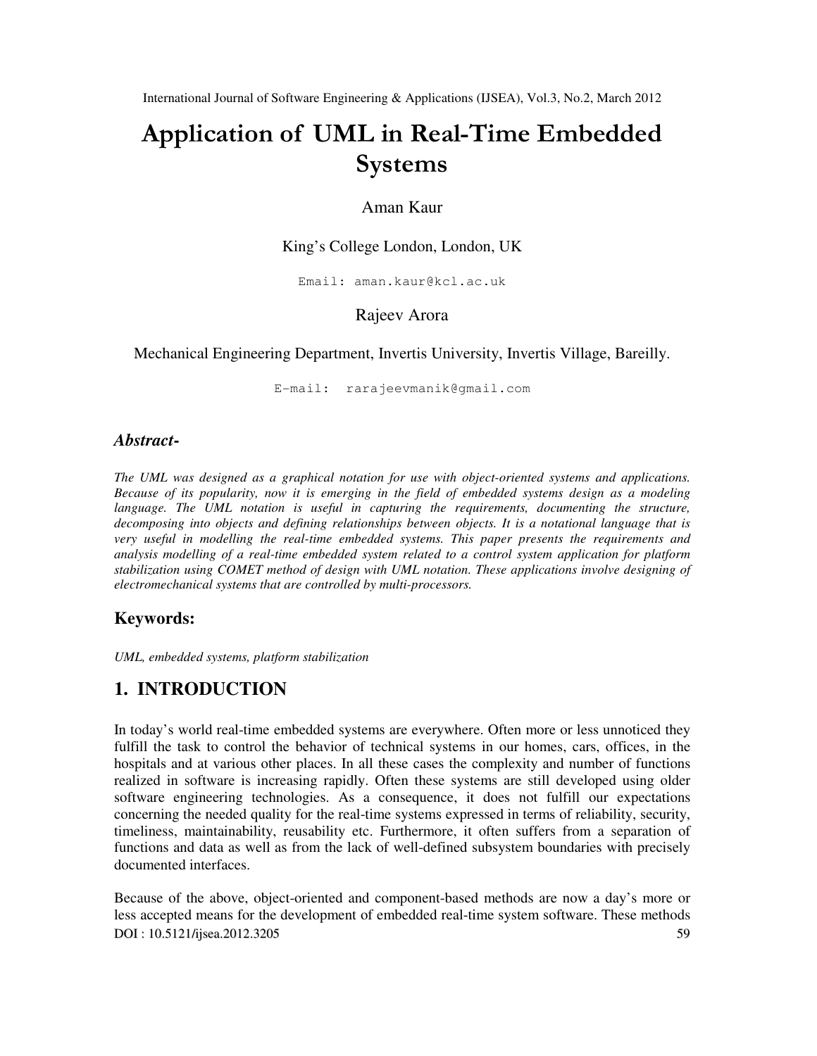# Application of UML in Real-Time Embedded Systems

Aman Kaur

King's College London, London, UK

Email: aman.kaur@kcl.ac.uk

Rajeev Arora

Mechanical Engineering Department, Invertis University, Invertis Village, Bareilly.

E-mail: rarajeevmanik@gmail.com

### *Abstract-*

*The UML was designed as a graphical notation for use with object-oriented systems and applications. Because of its popularity, now it is emerging in the field of embedded systems design as a modeling language. The UML notation is useful in capturing the requirements, documenting the structure, decomposing into objects and defining relationships between objects. It is a notational language that is very useful in modelling the real-time embedded systems. This paper presents the requirements and analysis modelling of a real-time embedded system related to a control system application for platform stabilization using COMET method of design with UML notation. These applications involve designing of electromechanical systems that are controlled by multi-processors.*

### Keywords:

*UML, embedded systems, platform stabilization*

## 1. INTRODUCTION

In today's world real-time embedded systems are everywhere. Often more or less unnoticed they fulfill the task to control the behavior of technical systems in our homes, cars, offices, in the hospitals and at various other places. In all these cases the complexity and number of functions realized in software is increasing rapidly. Often these systems are still developed using older software engineering technologies. As a consequence, it does not fulfill our expectations concerning the needed quality for the real-time systems expressed in terms of reliability, security, timeliness, maintainability, reusability etc. Furthermore, it often suffers from a separation of functions and data as well as from the lack of well-defined subsystem boundaries with precisely documented interfaces.

Because of the above, object-oriented and component-based methods are now a day's more or less accepted means for the development of embedded real-time system software. These methods

DOI : 10.5121/ijsea.2012.3205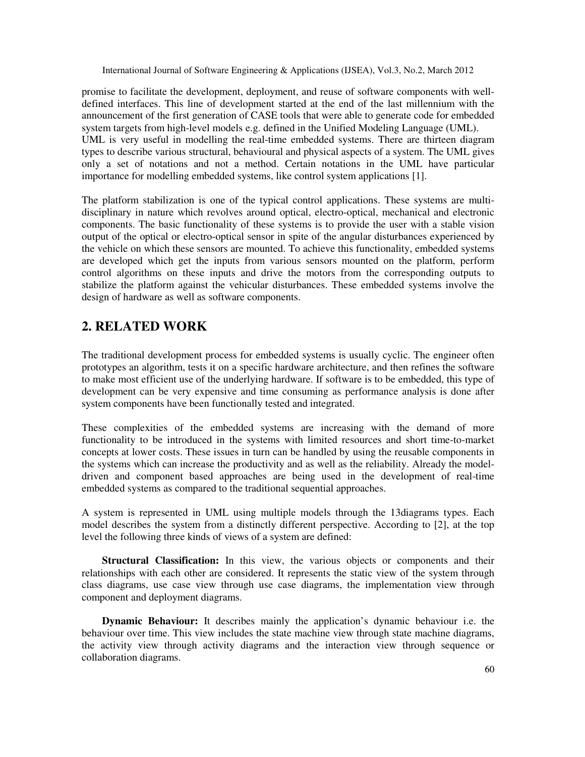promise to facilitate the development, deployment, and reuse of software components with well-defined interfaces. This line of development started at the end of the last millennium with the announcement of the first generation of CASE tools that were able to generate code for embedded system targets from high-level models e.g. defined in the Unified Modeling Language (UML).
UML is very useful in modelling the real-time embedded systems. There are thirteen diagram types to describe various structural, behavioural and physical aspects of a system. The UML gives only a set of notations and not a method. Certain notations in the UML have particular importance for modelling embedded systems, like control system applications [1].

The platform stabilization is one of the typical control applications. These systems are multi-disciplinary in nature which revolves around optical, electro-optical, mechanical and electronic components. The basic functionality of these systems is to provide the user with a stable vision output of the optical or electro-optical sensor in spite of the angular disturbances experienced by the vehicle on which these sensors are mounted. To achieve this functionality, embedded systems are developed which get the inputs from various sensors mounted on the platform, perform control algorithms on these inputs and drive the motors from the corresponding outputs to stabilize the platform against the vehicular disturbances. These embedded systems involve the design of hardware as well as software components.

## 2. RELATED WORK

The traditional development process for embedded systems is usually cyclic. The engineer often prototypes an algorithm, tests it on a specific hardware architecture, and then refines the software to make most efficient use of the underlying hardware. If software is to be embedded, this type of development can be very expensive and time consuming as performance analysis is done after system components have been functionally tested and integrated.

These complexities of the embedded systems are increasing with the demand of more functionality to be introduced in the systems with limited resources and short time-to-market concepts at lower costs. These issues in turn can be handled by using the reusable components in the systems which can increase the productivity and as well as the reliability. Already the model-driven and component based approaches are being used in the development of real-time embedded systems as compared to the traditional sequential approaches.

A system is represented in UML using multiple models through the 13diagrams types. Each model describes the system from a distinctly different perspective. According to [2], at the top level the following three kinds of views of a system are defined:

**Structural Classification:** In this view, the various objects or components and their relationships with each other are considered. It represents the static view of the system through class diagrams, use case view through use case diagrams, the implementation view through component and deployment diagrams.

**Dynamic Behaviour:** It describes mainly the application's dynamic behaviour i.e. the behaviour over time. This view includes the state machine view through state machine diagrams, the activity view through activity diagrams and the interaction view through sequence or collaboration diagrams.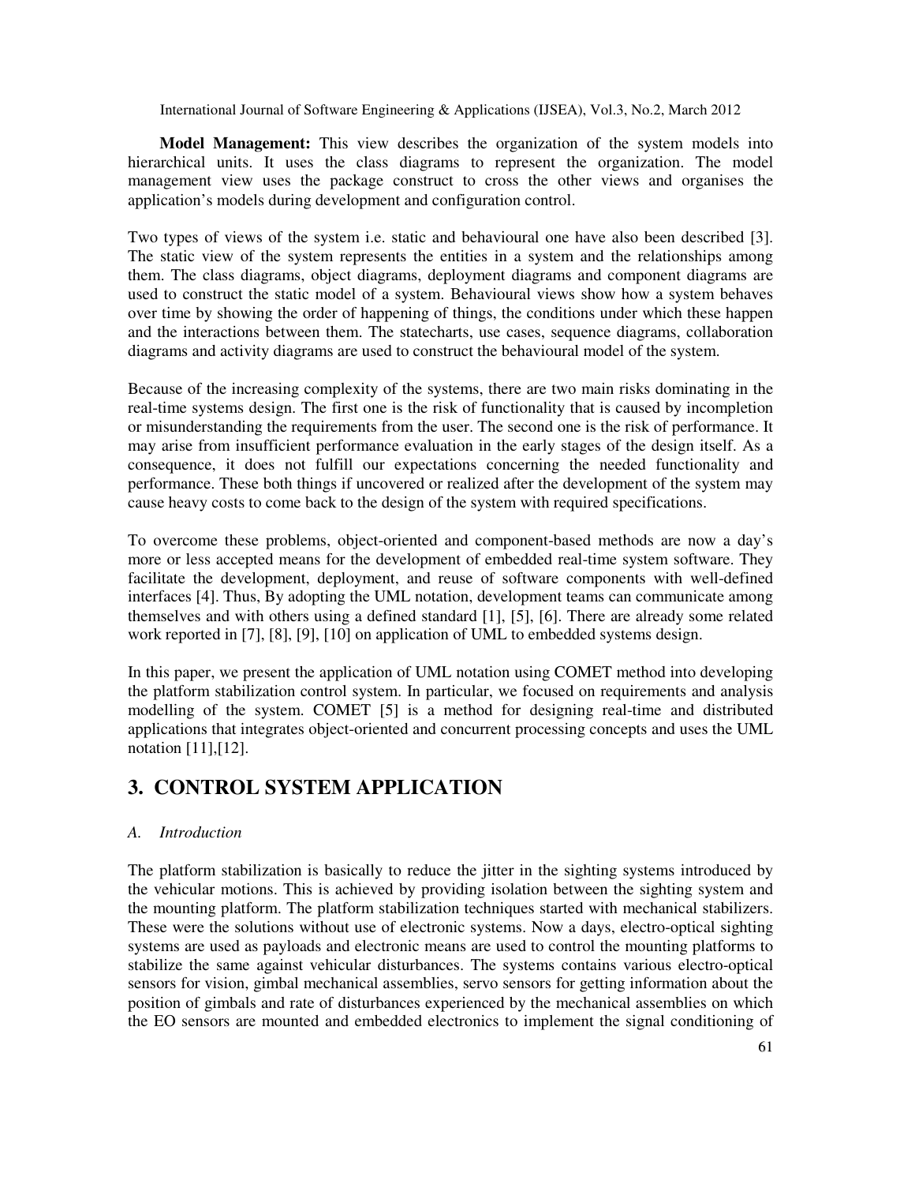**Model Management:** This view describes the organization of the system models into hierarchical units. It uses the class diagrams to represent the organization. The model management view uses the package construct to cross the other views and organises the application's models during development and configuration control.

Two types of views of the system i.e. static and behavioural one have also been described [3]. The static view of the system represents the entities in a system and the relationships among them. The class diagrams, object diagrams, deployment diagrams and component diagrams are used to construct the static model of a system. Behavioural views show how a system behaves over time by showing the order of happening of things, the conditions under which these happen and the interactions between them. The statecharts, use cases, sequence diagrams, collaboration diagrams and activity diagrams are used to construct the behavioural model of the system.

Because of the increasing complexity of the systems, there are two main risks dominating in the real-time systems design. The first one is the risk of functionality that is caused by incompletion or misunderstanding the requirements from the user. The second one is the risk of performance. It may arise from insufficient performance evaluation in the early stages of the design itself. As a consequence, it does not fulfill our expectations concerning the needed functionality and performance. These both things if uncovered or realized after the development of the system may cause heavy costs to come back to the design of the system with required specifications.

To overcome these problems, object-oriented and component-based methods are now a day's more or less accepted means for the development of embedded real-time system software. They facilitate the development, deployment, and reuse of software components with well-defined interfaces [4]. Thus, By adopting the UML notation, development teams can communicate among themselves and with others using a defined standard [1], [5], [6]. There are already some related work reported in [7], [8], [9], [10] on application of UML to embedded systems design.

In this paper, we present the application of UML notation using COMET method into developing the platform stabilization control system. In particular, we focused on requirements and analysis modelling of the system. COMET [5] is a method for designing real-time and distributed applications that integrates object-oriented and concurrent processing concepts and uses the UML notation [11],[12].

# 3. CONTROL SYSTEM APPLICATION

### *A. Introduction*

The platform stabilization is basically to reduce the jitter in the sighting systems introduced by the vehicular motions. This is achieved by providing isolation between the sighting system and the mounting platform. The platform stabilization techniques started with mechanical stabilizers. These were the solutions without use of electronic systems. Now a days, electro-optical sighting systems are used as payloads and electronic means are used to control the mounting platforms to stabilize the same against vehicular disturbances. The systems contains various electro-optical sensors for vision, gimbal mechanical assemblies, servo sensors for getting information about the position of gimbals and rate of disturbances experienced by the mechanical assemblies on which the EO sensors are mounted and embedded electronics to implement the signal conditioning of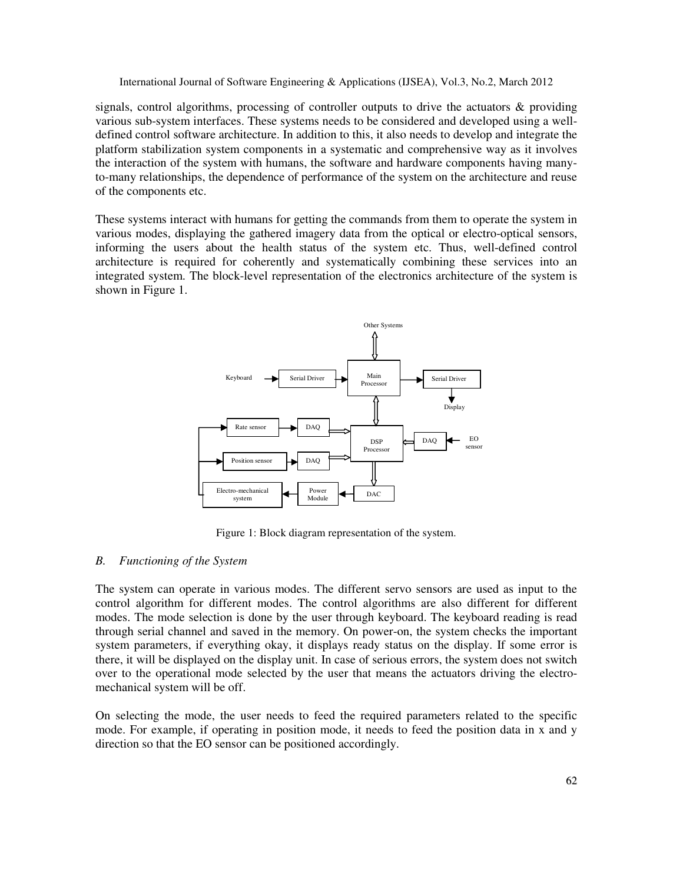signals, control algorithms, processing of controller outputs to drive the actuators & providing various sub-system interfaces. These systems needs to be considered and developed using a well-defined control software architecture. In addition to this, it also needs to develop and integrate the platform stabilization system components in a systematic and comprehensive way as it involves the interaction of the system with humans, the software and hardware components having many-to-many relationships, the dependence of performance of the system on the architecture and reuse of the components etc.

These systems interact with humans for getting the commands from them to operate the system in various modes, displaying the gathered imagery data from the optical or electro-optical sensors, informing the users about the health status of the system etc. Thus, well-defined control architecture is required for coherently and systematically combining these services into an integrated system. The block-level representation of the electronics architecture of the system is shown in Figure 1.

Figure 1: Block diagram representation of the system.

### *B. Functioning of the System*

The system can operate in various modes. The different servo sensors are used as input to the control algorithm for different modes. The control algorithms are also different for different modes. The mode selection is done by the user through keyboard. The keyboard reading is read through serial channel and saved in the memory. On power-on, the system checks the important system parameters, if everything okay, it displays ready status on the display. If some error is there, it will be displayed on the display unit. In case of serious errors, the system does not switch over to the operational mode selected by the user that means the actuators driving the electro-mechanical system will be off.

On selecting the mode, the user needs to feed the required parameters related to the specific mode. For example, if operating in position mode, it needs to feed the position data in x and y direction so that the EO sensor can be positioned accordingly.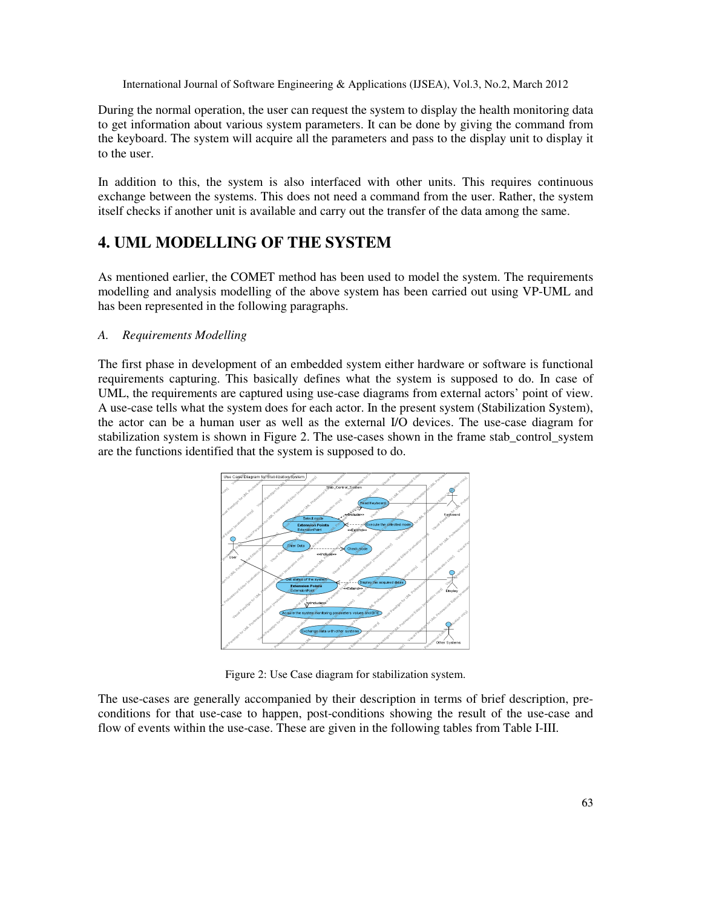During the normal operation, the user can request the system to display the health monitoring data to get information about various system parameters. It can be done by giving the command from the keyboard. The system will acquire all the parameters and pass to the display unit to display it to the user.

In addition to this, the system is also interfaced with other units. This requires continuous exchange between the systems. This does not need a command from the user. Rather, the system itself checks if another unit is available and carry out the transfer of the data among the same.

# 4. UML MODELLING OF THE SYSTEM

As mentioned earlier, the COMET method has been used to model the system. The requirements modelling and analysis modelling of the above system has been carried out using VP-UML and has been represented in the following paragraphs.

### *A. Requirements Modelling*

The first phase in development of an embedded system either hardware or software is functional requirements capturing. This basically defines what the system is supposed to do. In case of UML, the requirements are captured using use-case diagrams from external actors' point of view. A use-case tells what the system does for each actor. In the present system (Stabilization System), the actor can be a human user as well as the external I/O devices. The use-case diagram for stabilization system is shown in Figure 2. The use-cases shown in the frame stab_control_system are the functions identified that the system is supposed to do.

Figure 2: Use Case diagram for stabilization system.

The use-cases are generally accompanied by their description in terms of brief description, pre-conditions for that use-case to happen, post-conditions showing the result of the use-case and flow of events within the use-case. These are given in the following tables from Table I-III.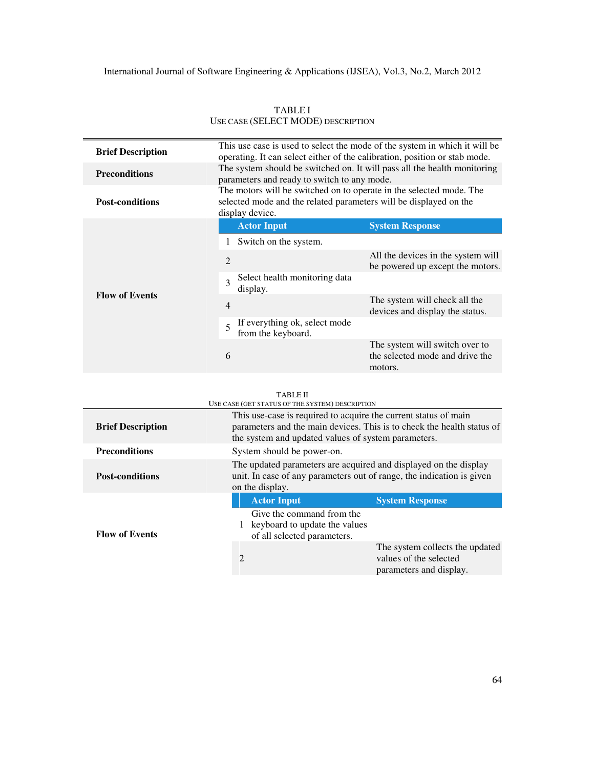TABLE I
USE CASE (SELECT MODE) DESCRIPTION

| | | | |
|---|---|---|---|
| **Brief Description** | This use case is used to select the mode of the system in which it will be operating. It can select either of the calibration, position or stab mode. | | |
| **Preconditions** | The system should be switched on. It will pass all the health monitoring parameters and ready to switch to any mode. | | |
| **Post-conditions** | The motors will be switched on to operate in the selected mode. The selected mode and the related parameters will be displayed on the display device. | | |
| **Flow of Events** | | **Actor Input** | **System Response** |
| | 1 | Switch on the system. | |
| | 2 | | All the devices in the system will be powered up except the motors. |
| | 3 | Select health monitoring data display. | |
| | 4 | | The system will check all the devices and display the status. |
| | 5 | If everything ok, select mode from the keyboard. | |
| | 6 | | The system will switch over to the selected mode and drive the motors. |

TABLE II
USE CASE (GET STATUS OF THE SYSTEM) DESCRIPTION

| | | | |
|---|---|---|---|
| **Brief Description** | This use-case is required to acquire the current status of main parameters and the main devices. This is to check the health status of the system and updated values of system parameters. | | |
| **Preconditions** | System should be power-on. | | |
| **Post-conditions** | The updated parameters are acquired and displayed on the display unit. In case of any parameters out of range, the indication is given on the display. | | |
| **Flow of Events** | | **Actor Input** | **System Response** |
| | 1 | Give the command from the keyboard to update the values of all selected parameters. | |
| | 2 | | The system collects the updated values of the selected parameters and display. |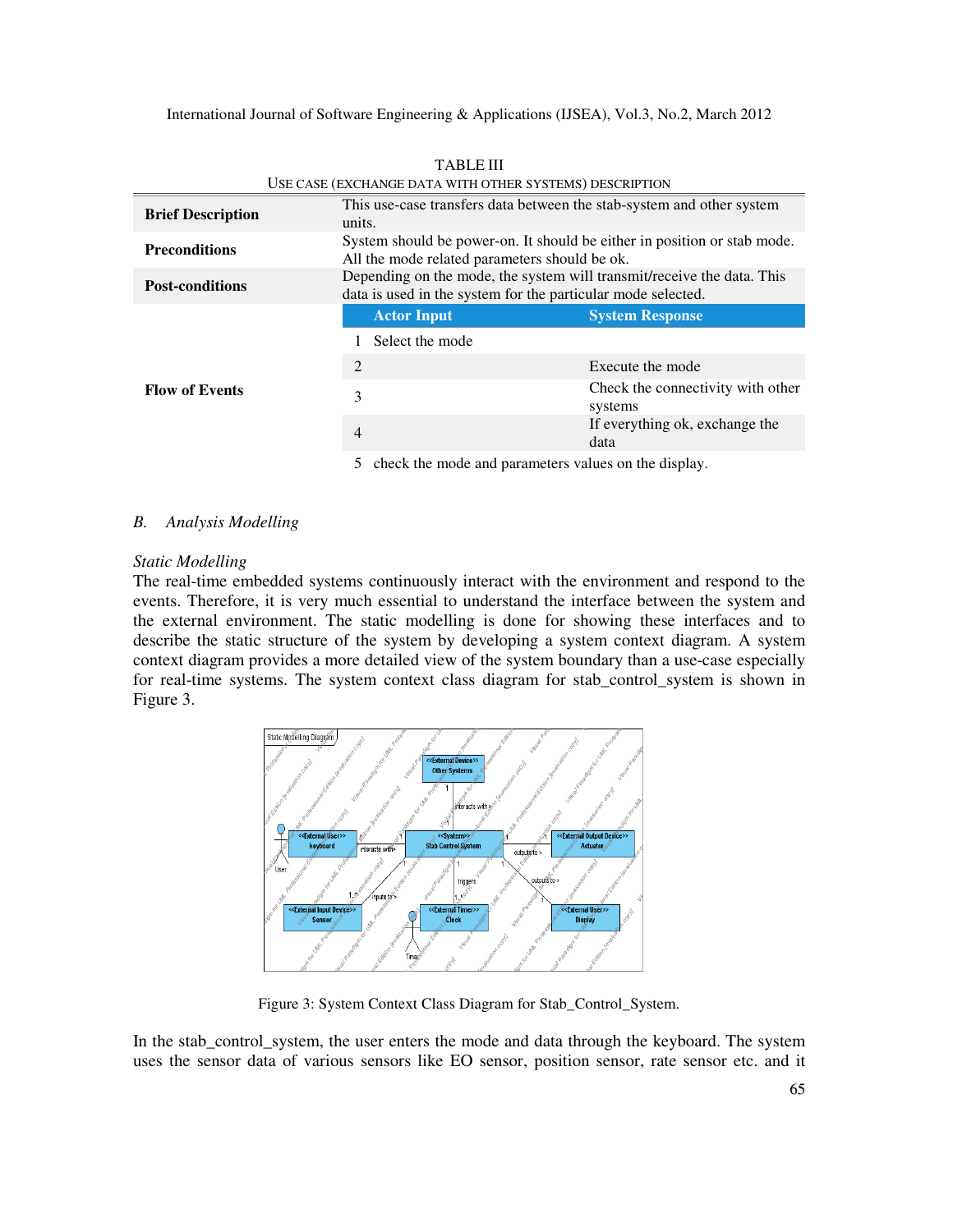TABLE III

USE CASE (EXCHANGE DATA WITH OTHER SYSTEMS) DESCRIPTION

| | | | |
|---|---|---|---|
| **Brief Description** | This use-case transfers data between the stab-system and other system units. | | |
| **Preconditions** | System should be power-on. It should be either in position or stab mode. All the mode related parameters should be ok. | | |
| **Post-conditions** | Depending on the mode, the system will transmit/receive the data. This data is used in the system for the particular mode selected. | | |
| **Flow of Events** | | **Actor Input** | **System Response** |
| | 1 | Select the mode | |
| | 2 | | Execute the mode |
| | 3 | | Check the connectivity with other systems |
| | 4 | | If everything ok, exchange the data |
| | 5 | check the mode and parameters values on the display. | |

## B. *Analysis Modelling*

### *Static Modelling*

The real-time embedded systems continuously interact with the environment and respond to the events. Therefore, it is very much essential to understand the interface between the system and the external environment. The static modelling is done for showing these interfaces and to describe the static structure of the system by developing a system context diagram. A system context diagram provides a more detailed view of the system boundary than a use-case especially for real-time systems. The system context class diagram for stab_control_system is shown in Figure 3.

Figure 3: System Context Class Diagram for Stab_Control_System.

In the stab_control_system, the user enters the mode and data through the keyboard. The system uses the sensor data of various sensors like EO sensor, position sensor, rate sensor etc. and it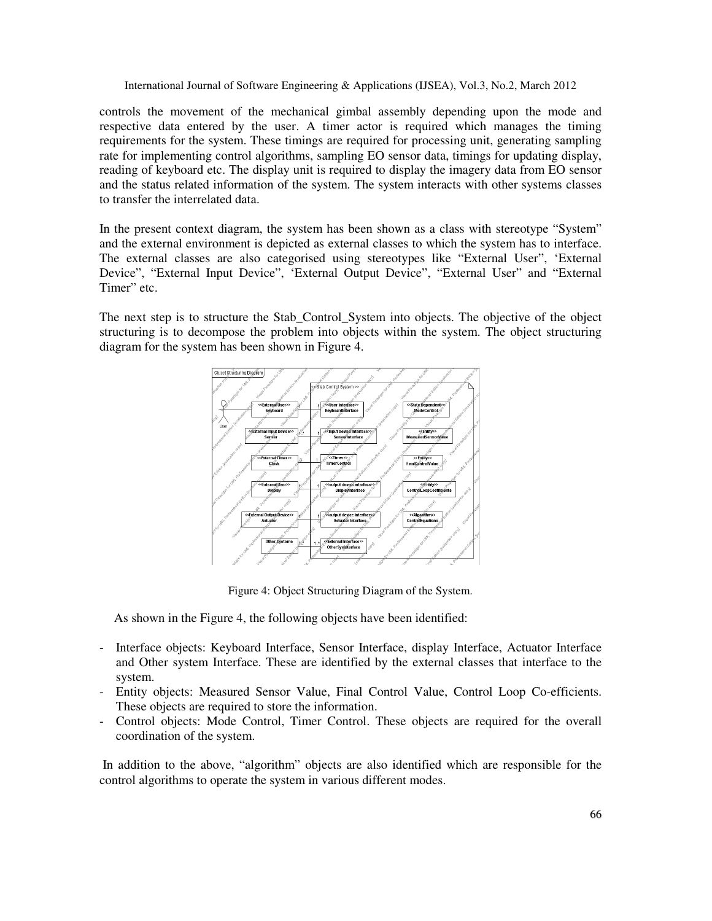controls the movement of the mechanical gimbal assembly depending upon the mode and respective data entered by the user. A timer actor is required which manages the timing requirements for the system. These timings are required for processing unit, generating sampling rate for implementing control algorithms, sampling EO sensor data, timings for updating display, reading of keyboard etc. The display unit is required to display the imagery data from EO sensor and the status related information of the system. The system interacts with other systems classes to transfer the interrelated data.

In the present context diagram, the system has been shown as a class with stereotype "System" and the external environment is depicted as external classes to which the system has to interface. The external classes are also categorised using stereotypes like "External User", 'External Device", "External Input Device", 'External Output Device", "External User" and "External Timer" etc.

The next step is to structure the Stab_Control_System into objects. The objective of the object structuring is to decompose the problem into objects within the system. The object structuring diagram for the system has been shown in Figure 4.

Figure 4: Object Structuring Diagram of the System.

As shown in the Figure 4, the following objects have been identified:

- Interface objects: Keyboard Interface, Sensor Interface, display Interface, Actuator Interface and Other system Interface. These are identified by the external classes that interface to the system.
- Entity objects: Measured Sensor Value, Final Control Value, Control Loop Co-efficients. These objects are required to store the information.
- Control objects: Mode Control, Timer Control. These objects are required for the overall coordination of the system.

In addition to the above, "algorithm" objects are also identified which are responsible for the control algorithms to operate the system in various different modes.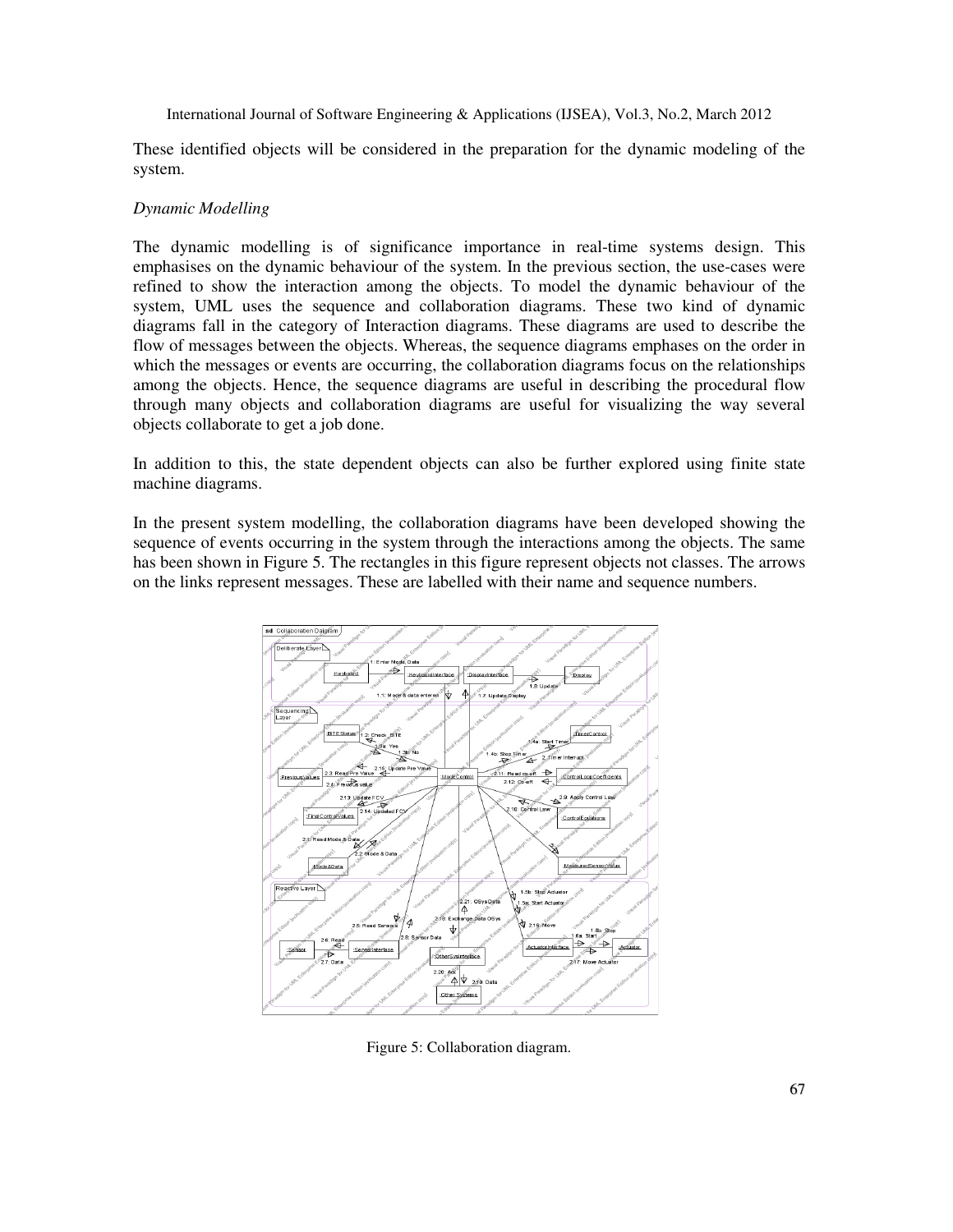These identified objects will be considered in the preparation for the dynamic modeling of the system.

*Dynamic Modelling*

The dynamic modelling is of significance importance in real-time systems design. This emphasises on the dynamic behaviour of the system. In the previous section, the use-cases were refined to show the interaction among the objects. To model the dynamic behaviour of the system, UML uses the sequence and collaboration diagrams. These two kind of dynamic diagrams fall in the category of Interaction diagrams. These diagrams are used to describe the flow of messages between the objects. Whereas, the sequence diagrams emphases on the order in which the messages or events are occurring, the collaboration diagrams focus on the relationships among the objects. Hence, the sequence diagrams are useful in describing the procedural flow through many objects and collaboration diagrams are useful for visualizing the way several objects collaborate to get a job done.

In addition to this, the state dependent objects can also be further explored using finite state machine diagrams.

In the present system modelling, the collaboration diagrams have been developed showing the sequence of events occurring in the system through the interactions among the objects. The same has been shown in Figure 5. The rectangles in this figure represent objects not classes. The arrows on the links represent messages. These are labelled with their name and sequence numbers.

Figure 5: Collaboration diagram.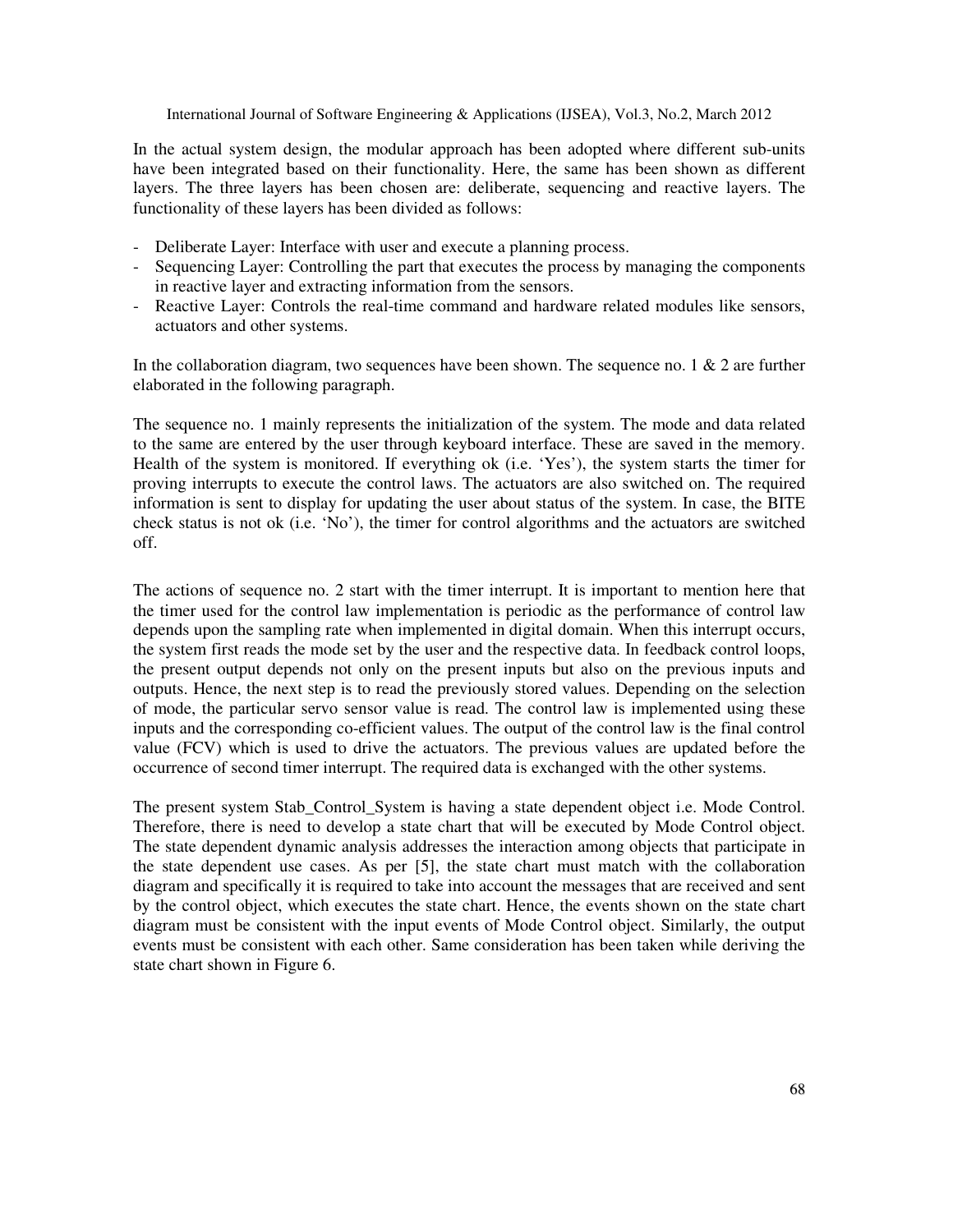In the actual system design, the modular approach has been adopted where different sub-units have been integrated based on their functionality. Here, the same has been shown as different layers. The three layers has been chosen are: deliberate, sequencing and reactive layers. The functionality of these layers has been divided as follows:

- Deliberate Layer: Interface with user and execute a planning process.
- Sequencing Layer: Controlling the part that executes the process by managing the components in reactive layer and extracting information from the sensors.
- Reactive Layer: Controls the real-time command and hardware related modules like sensors, actuators and other systems.

In the collaboration diagram, two sequences have been shown. The sequence no. 1 & 2 are further elaborated in the following paragraph.

The sequence no. 1 mainly represents the initialization of the system. The mode and data related to the same are entered by the user through keyboard interface. These are saved in the memory. Health of the system is monitored. If everything ok (i.e. 'Yes'), the system starts the timer for proving interrupts to execute the control laws. The actuators are also switched on. The required information is sent to display for updating the user about status of the system. In case, the BITE check status is not ok (i.e. 'No'), the timer for control algorithms and the actuators are switched off.

The actions of sequence no. 2 start with the timer interrupt. It is important to mention here that the timer used for the control law implementation is periodic as the performance of control law depends upon the sampling rate when implemented in digital domain. When this interrupt occurs, the system first reads the mode set by the user and the respective data. In feedback control loops, the present output depends not only on the present inputs but also on the previous inputs and outputs. Hence, the next step is to read the previously stored values. Depending on the selection of mode, the particular servo sensor value is read. The control law is implemented using these inputs and the corresponding co-efficient values. The output of the control law is the final control value (FCV) which is used to drive the actuators. The previous values are updated before the occurrence of second timer interrupt. The required data is exchanged with the other systems.

The present system Stab_Control_System is having a state dependent object i.e. Mode Control. Therefore, there is need to develop a state chart that will be executed by Mode Control object. The state dependent dynamic analysis addresses the interaction among objects that participate in the state dependent use cases. As per [5], the state chart must match with the collaboration diagram and specifically it is required to take into account the messages that are received and sent by the control object, which executes the state chart. Hence, the events shown on the state chart diagram must be consistent with the input events of Mode Control object. Similarly, the output events must be consistent with each other. Same consideration has been taken while deriving the state chart shown in Figure 6.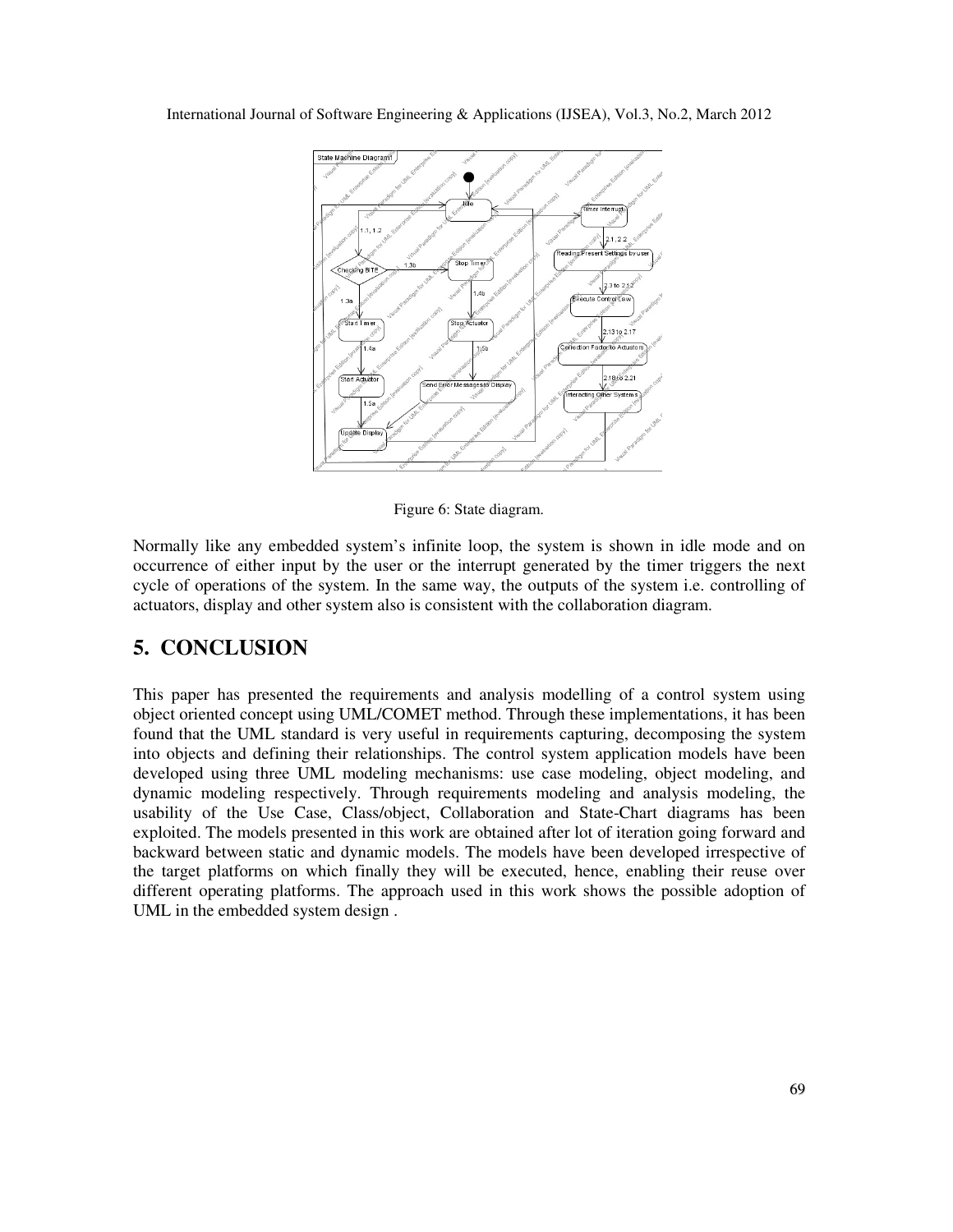Figure 6: State diagram.

Normally like any embedded system's infinite loop, the system is shown in idle mode and on occurrence of either input by the user or the interrupt generated by the timer triggers the next cycle of operations of the system. In the same way, the outputs of the system i.e. controlling of actuators, display and other system also is consistent with the collaboration diagram.

## 5. CONCLUSION

This paper has presented the requirements and analysis modelling of a control system using object oriented concept using UML/COMET method. Through these implementations, it has been found that the UML standard is very useful in requirements capturing, decomposing the system into objects and defining their relationships. The control system application models have been developed using three UML modeling mechanisms: use case modeling, object modeling, and dynamic modeling respectively. Through requirements modeling and analysis modeling, the usability of the Use Case, Class/object, Collaboration and State-Chart diagrams has been exploited. The models presented in this work are obtained after lot of iteration going forward and backward between static and dynamic models. The models have been developed irrespective of the target platforms on which finally they will be executed, hence, enabling their reuse over different operating platforms. The approach used in this work shows the possible adoption of UML in the embedded system design .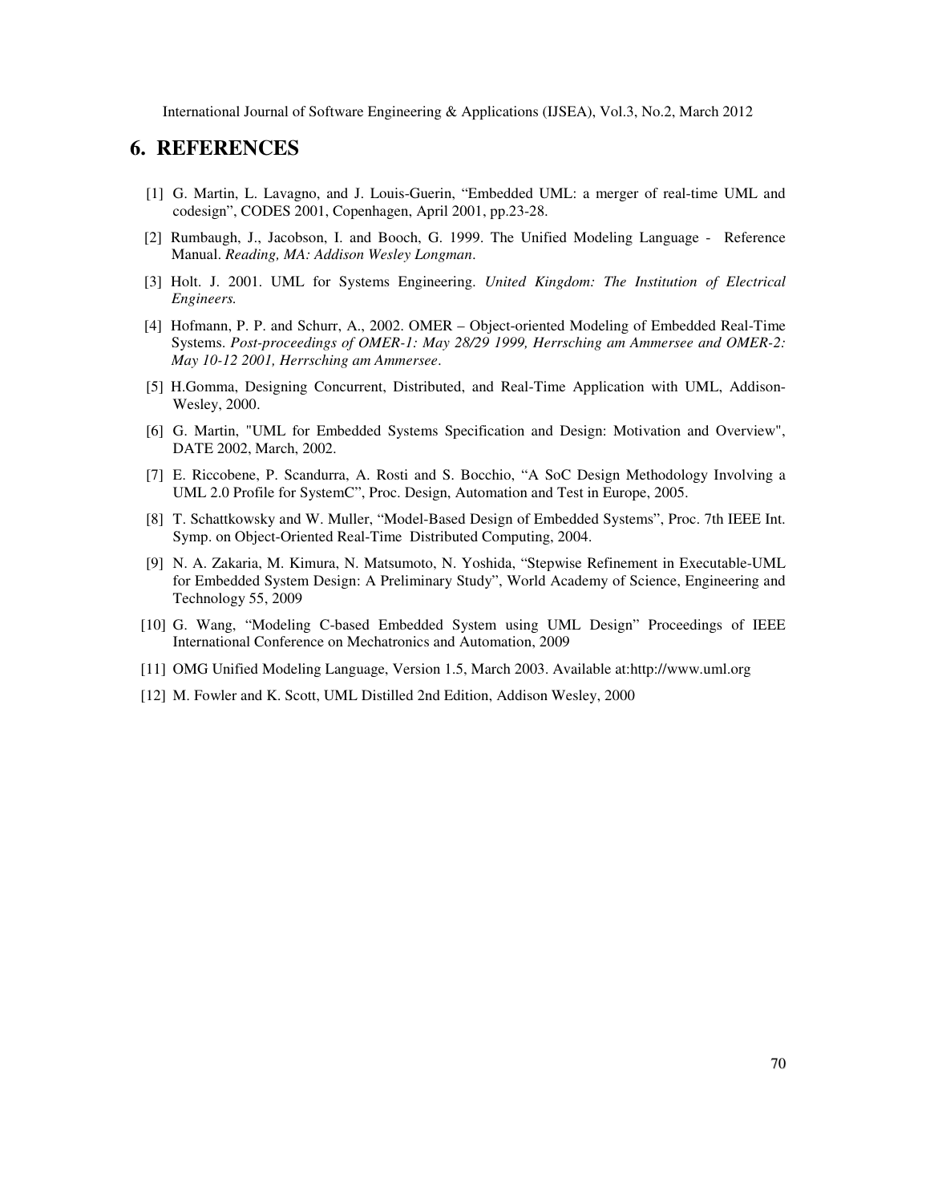## 6. REFERENCES

[1] G. Martin, L. Lavagno, and J. Louis-Guerin, "Embedded UML: a merger of real-time UML and codesign", CODES 2001, Copenhagen, April 2001, pp.23-28.

[2] Rumbaugh, J., Jacobson, I. and Booch, G. 1999. The Unified Modeling Language - Reference Manual. *Reading, MA: Addison Wesley Longman*.

[3] Holt. J. 2001. UML for Systems Engineering. *United Kingdom: The Institution of Electrical Engineers.*

[4] Hofmann, P. P. and Schurr, A., 2002. OMER – Object-oriented Modeling of Embedded Real-Time Systems. *Post-proceedings of OMER-1: May 28/29 1999, Herrsching am Ammersee and OMER-2: May 10-12 2001, Herrsching am Ammersee*.

[5] H.Gomma, Designing Concurrent, Distributed, and Real-Time Application with UML, Addison-Wesley, 2000.

[6] G. Martin, "UML for Embedded Systems Specification and Design: Motivation and Overview", DATE 2002, March, 2002.

[7] E. Riccobene, P. Scandurra, A. Rosti and S. Bocchio, "A SoC Design Methodology Involving a UML 2.0 Profile for SystemC", Proc. Design, Automation and Test in Europe, 2005.

[8] T. Schattkowsky and W. Muller, "Model-Based Design of Embedded Systems", Proc. 7th IEEE Int. Symp. on Object-Oriented Real-Time Distributed Computing, 2004.

[9] N. A. Zakaria, M. Kimura, N. Matsumoto, N. Yoshida, "Stepwise Refinement in Executable-UML for Embedded System Design: A Preliminary Study", World Academy of Science, Engineering and Technology 55, 2009

[10] G. Wang, "Modeling C-based Embedded System using UML Design" Proceedings of IEEE International Conference on Mechatronics and Automation, 2009

[11] OMG Unified Modeling Language, Version 1.5, March 2003. Available at:http://www.uml.org

[12] M. Fowler and K. Scott, UML Distilled 2nd Edition, Addison Wesley, 2000